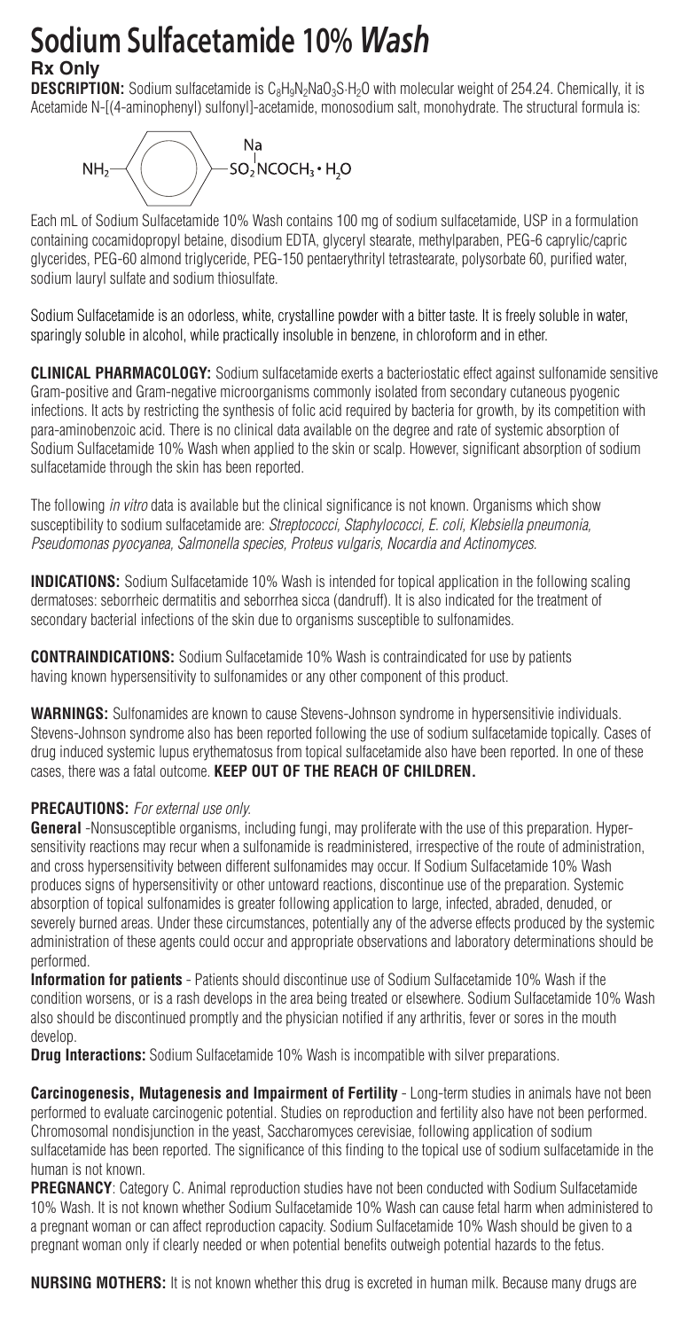# Sodium Sulfacetamide 10% *Wash*

**Rx Only**

**DESCRIPTION:** Sodium sulfacetamide is $C_8H_9N_2NaO_3S{\cdot}H_2O$ with molecular weight of 254.24. Chemically, it is Acetamide N-[(4-aminophenyl) sulfonyl]-acetamide, monosodium salt, monohydrate. The structural formula is:

$$NH_2-C_6H_4-SO_2N(Na)COCH_3 \cdot H_2O$$

Each mL of Sodium Sulfacetamide 10% Wash contains 100 mg of sodium sulfacetamide, USP in a formulation containing cocamidopropyl betaine, disodium EDTA, glyceryl stearate, methylparaben, PEG-6 caprylic/capric glycerides, PEG-60 almond triglyceride, PEG-150 pentaerythrityl tetrastearate, polysorbate 60, purified water, sodium lauryl sulfate and sodium thiosulfate.

Sodium Sulfacetamide is an odorless, white, crystalline powder with a bitter taste. It is freely soluble in water, sparingly soluble in alcohol, while practically insoluble in benzene, in chloroform and in ether.

**CLINICAL PHARMACOLOGY:** Sodium sulfacetamide exerts a bacteriostatic effect against sulfonamide sensitive Gram-positive and Gram-negative microorganisms commonly isolated from secondary cutaneous pyogenic infections. It acts by restricting the synthesis of folic acid required by bacteria for growth, by its competition with para-aminobenzoic acid. There is no clinical data available on the degree and rate of systemic absorption of Sodium Sulfacetamide 10% Wash when applied to the skin or scalp. However, significant absorption of sodium sulfacetamide through the skin has been reported.

The following *in vitro* data is available but the clinical significance is not known. Organisms which show susceptibility to sodium sulfacetamide are: *Streptococci, Staphylococci, E. coli, Klebsiella pneumonia, Pseudomonas pyocyanea, Salmonella species, Proteus vulgaris, Nocardia and Actinomyces.*

**INDICATIONS:** Sodium Sulfacetamide 10% Wash is intended for topical application in the following scaling dermatoses: seborrheic dermatitis and seborrhea sicca (dandruff). It is also indicated for the treatment of secondary bacterial infections of the skin due to organisms susceptible to sulfonamides.

**CONTRAINDICATIONS:** Sodium Sulfacetamide 10% Wash is contraindicated for use by patients having known hypersensitivity to sulfonamides or any other component of this product.

**WARNINGS:** Sulfonamides are known to cause Stevens-Johnson syndrome in hypersensitivie individuals. Stevens-Johnson syndrome also has been reported following the use of sodium sulfacetamide topically. Cases of drug induced systemic lupus erythematosus from topical sulfacetamide also have been reported. In one of these cases, there was a fatal outcome. **KEEP OUT OF THE REACH OF CHILDREN.**

**PRECAUTIONS:** *For external use only.*

**General** -Nonsusceptible organisms, including fungi, may proliferate with the use of this preparation. Hypersensitivity reactions may recur when a sulfonamide is readministered, irrespective of the route of administration, and cross hypersensitivity between different sulfonamides may occur. If Sodium Sulfacetamide 10% Wash produces signs of hypersensitivity or other untoward reactions, discontinue use of the preparation. Systemic absorption of topical sulfonamides is greater following application to large, infected, abraded, denuded, or severely burned areas. Under these circumstances, potentially any of the adverse effects produced by the systemic administration of these agents could occur and appropriate observations and laboratory determinations should be performed.

**Information for patients** - Patients should discontinue use of Sodium Sulfacetamide 10% Wash if the condition worsens, or is a rash develops in the area being treated or elsewhere. Sodium Sulfacetamide 10% Wash also should be discontinued promptly and the physician notified if any arthritis, fever or sores in the mouth develop.

**Drug Interactions:** Sodium Sulfacetamide 10% Wash is incompatible with silver preparations.

**Carcinogenesis, Mutagenesis and Impairment of Fertility** - Long-term studies in animals have not been performed to evaluate carcinogenic potential. Studies on reproduction and fertility also have not been performed. Chromosomal nondisjunction in the yeast, Saccharomyces cerevisiae, following application of sodium sulfacetamide has been reported. The significance of this finding to the topical use of sodium sulfacetamide in the human is not known.

**PREGNANCY**: Category C. Animal reproduction studies have not been conducted with Sodium Sulfacetamide 10% Wash. It is not known whether Sodium Sulfacetamide 10% Wash can cause fetal harm when administered to a pregnant woman or can affect reproduction capacity. Sodium Sulfacetamide 10% Wash should be given to a pregnant woman only if clearly needed or when potential benefits outweigh potential hazards to the fetus.

**NURSING MOTHERS:** It is not known whether this drug is excreted in human milk. Because many drugs are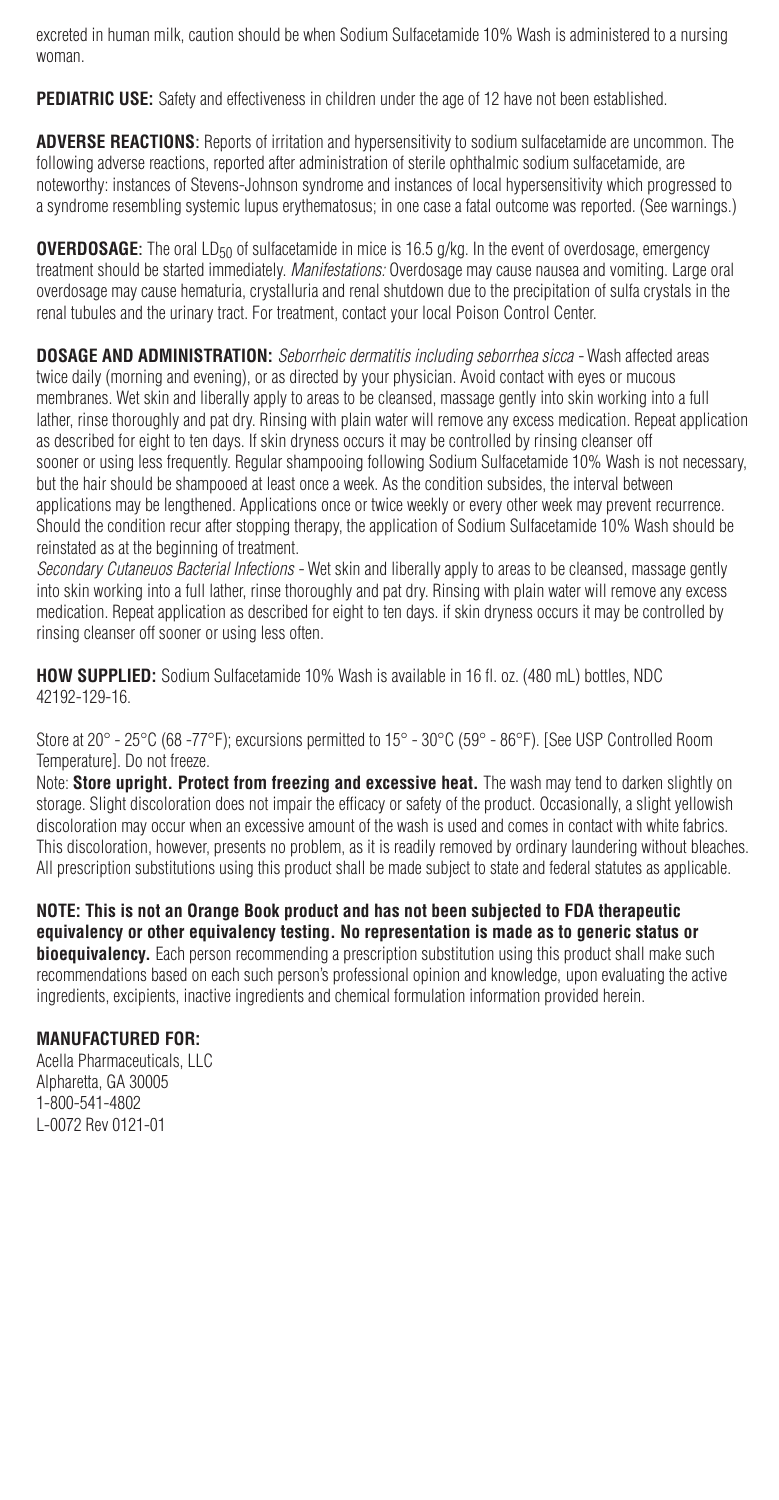excreted in human milk, caution should be when Sodium Sulfacetamide 10% Wash is administered to a nursing woman.

**PEDIATRIC USE:** Safety and effectiveness in children under the age of 12 have not been established.

**ADVERSE REACTIONS:** Reports of irritation and hypersensitivity to sodium sulfacetamide are uncommon. The following adverse reactions, reported after administration of sterile ophthalmic sodium sulfacetamide, are noteworthy: instances of Stevens-Johnson syndrome and instances of local hypersensitivity which progressed to a syndrome resembling systemic lupus erythematosus; in one case a fatal outcome was reported. (See warnings.)

**OVERDOSAGE:** The oral $LD_{50}$ of sulfacetamide in mice is 16.5 g/kg. In the event of overdosage, emergency treatment should be started immediately. *Manifestations:* Overdosage may cause nausea and vomiting. Large oral overdosage may cause hematuria, crystalluria and renal shutdown due to the precipitation of sulfa crystals in the renal tubules and the urinary tract. For treatment, contact your local Poison Control Center.

**DOSAGE AND ADMINISTRATION:** *Seborrheic dermatitis including seborrhea sicca* - Wash affected areas twice daily (morning and evening), or as directed by your physician. Avoid contact with eyes or mucous membranes. Wet skin and liberally apply to areas to be cleansed, massage gently into skin working into a full lather, rinse thoroughly and pat dry. Rinsing with plain water will remove any excess medication. Repeat application as described for eight to ten days. If skin dryness occurs it may be controlled by rinsing cleanser off sooner or using less frequently. Regular shampooing following Sodium Sulfacetamide 10% Wash is not necessary, but the hair should be shampooed at least once a week. As the condition subsides, the interval between applications may be lengthened. Applications once or twice weekly or every other week may prevent recurrence. Should the condition recur after stopping therapy, the application of Sodium Sulfacetamide 10% Wash should be reinstated as at the beginning of treatment.

*Secondary Cutaneuos Bacterial Infections* - Wet skin and liberally apply to areas to be cleansed, massage gently into skin working into a full lather, rinse thoroughly and pat dry. Rinsing with plain water will remove any excess medication. Repeat application as described for eight to ten days. if skin dryness occurs it may be controlled by rinsing cleanser off sooner or using less often.

**HOW SUPPLIED:** Sodium Sulfacetamide 10% Wash is available in 16 fl. oz. (480 mL) bottles, NDC 42192-129-16.

Store at 20° - 25°C (68 -77°F); excursions permitted to 15° - 30°C (59° - 86°F). [See USP Controlled Room Temperature]. Do not freeze.

Note: **Store upright. Protect from freezing and excessive heat.** The wash may tend to darken slightly on storage. Slight discoloration does not impair the efficacy or safety of the product. Occasionally, a slight yellowish discoloration may occur when an excessive amount of the wash is used and comes in contact with white fabrics. This discoloration, however, presents no problem, as it is readily removed by ordinary laundering without bleaches. All prescription substitutions using this product shall be made subject to state and federal statutes as applicable.

**NOTE: This is not an Orange Book product and has not been subjected to FDA therapeutic equivalency or other equivalency testing. No representation is made as to generic status or bioequivalency.** Each person recommending a prescription substitution using this product shall make such recommendations based on each such person's professional opinion and knowledge, upon evaluating the active ingredients, excipients, inactive ingredients and chemical formulation information provided herein.

**MANUFACTURED FOR:**

Acella Pharmaceuticals, LLC
Alpharetta, GA 30005
1-800-541-4802
L-0072 Rev 0121-01